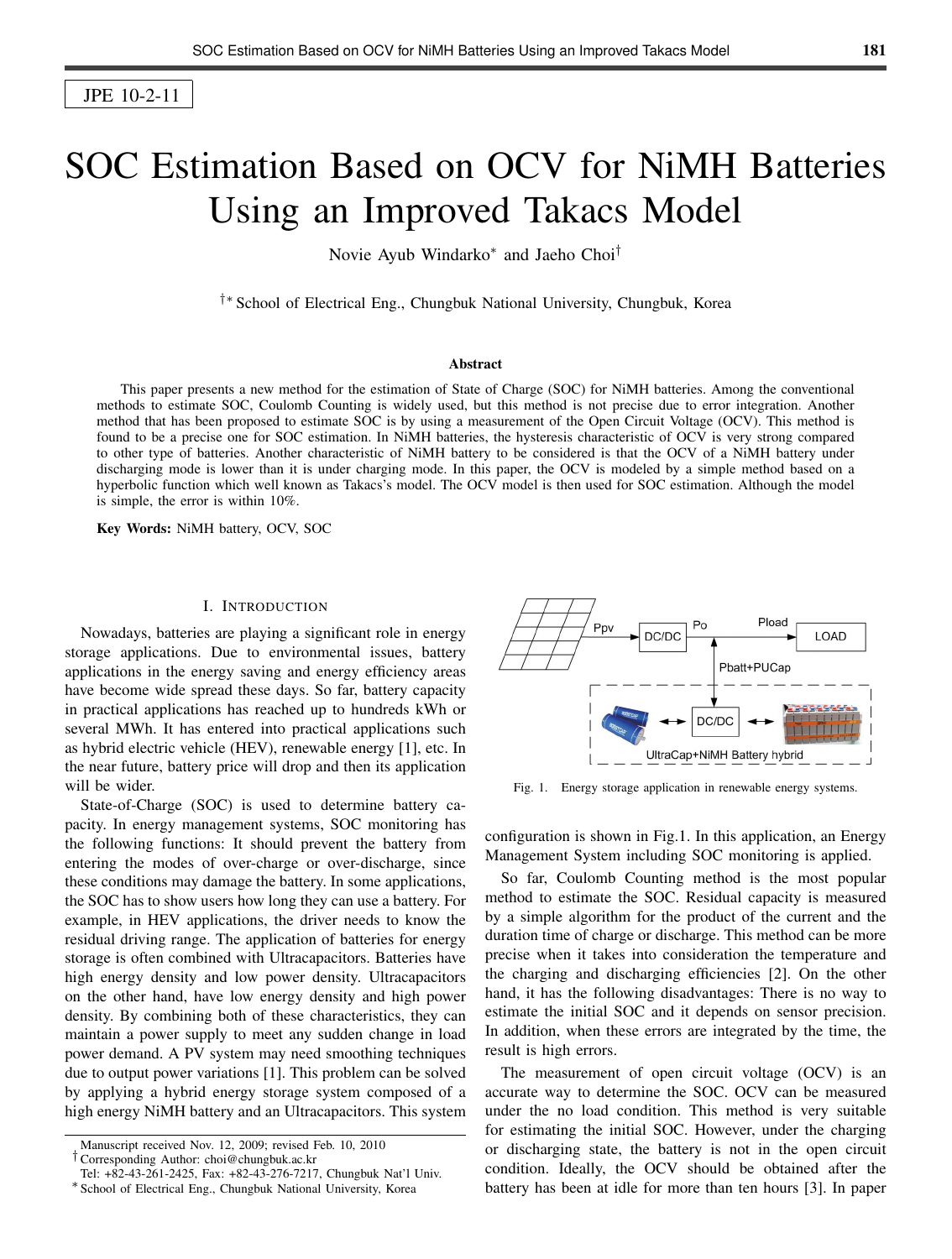JPE 10-2-11

# SOC Estimation Based on OCV for NiMH Batteries Using an Improved Takacs Model

Novie Ayub Windarko* and Jaeho Choi†

†* School of Electrical Eng., Chungbuk National University, Chungbuk, Korea

### Abstract

This paper presents a new method for the estimation of State of Charge (SOC) for NiMH batteries. Among the conventional methods to estimate SOC, Coulomb Counting is widely used, but this method is not precise due to error integration. Another method that has been proposed to estimate SOC is by using a measurement of the Open Circuit Voltage (OCV). This method is found to be a precise one for SOC estimation. In NiMH batteries, the hysteresis characteristic of OCV is very strong compared to other type of batteries. Another characteristic of NiMH battery to be considered is that the OCV of a NiMH battery under discharging mode is lower than it is under charging mode. In this paper, the OCV is modeled by a simple method based on a hyperbolic function which well known as Takacs's model. The OCV model is then used for SOC estimation. Although the model is simple, the error is within 10%.

**Key Words:** NiMH battery, OCV, SOC

## I. Introduction

Nowadays, batteries are playing a significant role in energy storage applications. Due to environmental issues, battery applications in the energy saving and energy efficiency areas have become wide spread these days. So far, battery capacity in practical applications has reached up to hundreds kWh or several MWh. It has entered into practical applications such as hybrid electric vehicle (HEV), renewable energy [1], etc. In the near future, battery price will drop and then its application will be wider.

State-of-Charge (SOC) is used to determine battery capacity. In energy management systems, SOC monitoring has the following functions: It should prevent the battery from entering the modes of over-charge or over-discharge, since these conditions may damage the battery. In some applications, the SOC has to show users how long they can use a battery. For example, in HEV applications, the driver needs to know the residual driving range. The application of batteries for energy storage is often combined with Ultracapacitors. Batteries have high energy density and low power density. Ultracapacitors on the other hand, have low energy density and high power density. By combining both of these characteristics, they can maintain a power supply to meet any sudden change in load power demand. A PV system may need smoothing techniques due to output power variations [1]. This problem can be solved by applying a hybrid energy storage system composed of a high energy NiMH battery and an Ultracapacitors. This system configuration is shown in Fig.1. In this application, an Energy Management System including SOC monitoring is applied.

Fig. 1. Energy storage application in renewable energy systems.

So far, Coulomb Counting method is the most popular method to estimate the SOC. Residual capacity is measured by a simple algorithm for the product of the current and the duration time of charge or discharge. This method can be more precise when it takes into consideration the temperature and the charging and discharging efficiencies [2]. On the other hand, it has the following disadvantages: There is no way to estimate the initial SOC and it depends on sensor precision. In addition, when these errors are integrated by the time, the result is high errors.

The measurement of open circuit voltage (OCV) is an accurate way to determine the SOC. OCV can be measured under the no load condition. This method is very suitable for estimating the initial SOC. However, under the charging or discharging state, the battery is not in the open circuit condition. Ideally, the OCV should be obtained after the battery has been at idle for more than ten hours [3]. In paper

Manuscript received Nov. 12, 2009; revised Feb. 10, 2010
† Corresponding Author: choi@chungbuk.ac.kr
Tel: +82-43-261-2425, Fax: +82-43-276-7217, Chungbuk Nat'l Univ.
* School of Electrical Eng., Chungbuk National University, Korea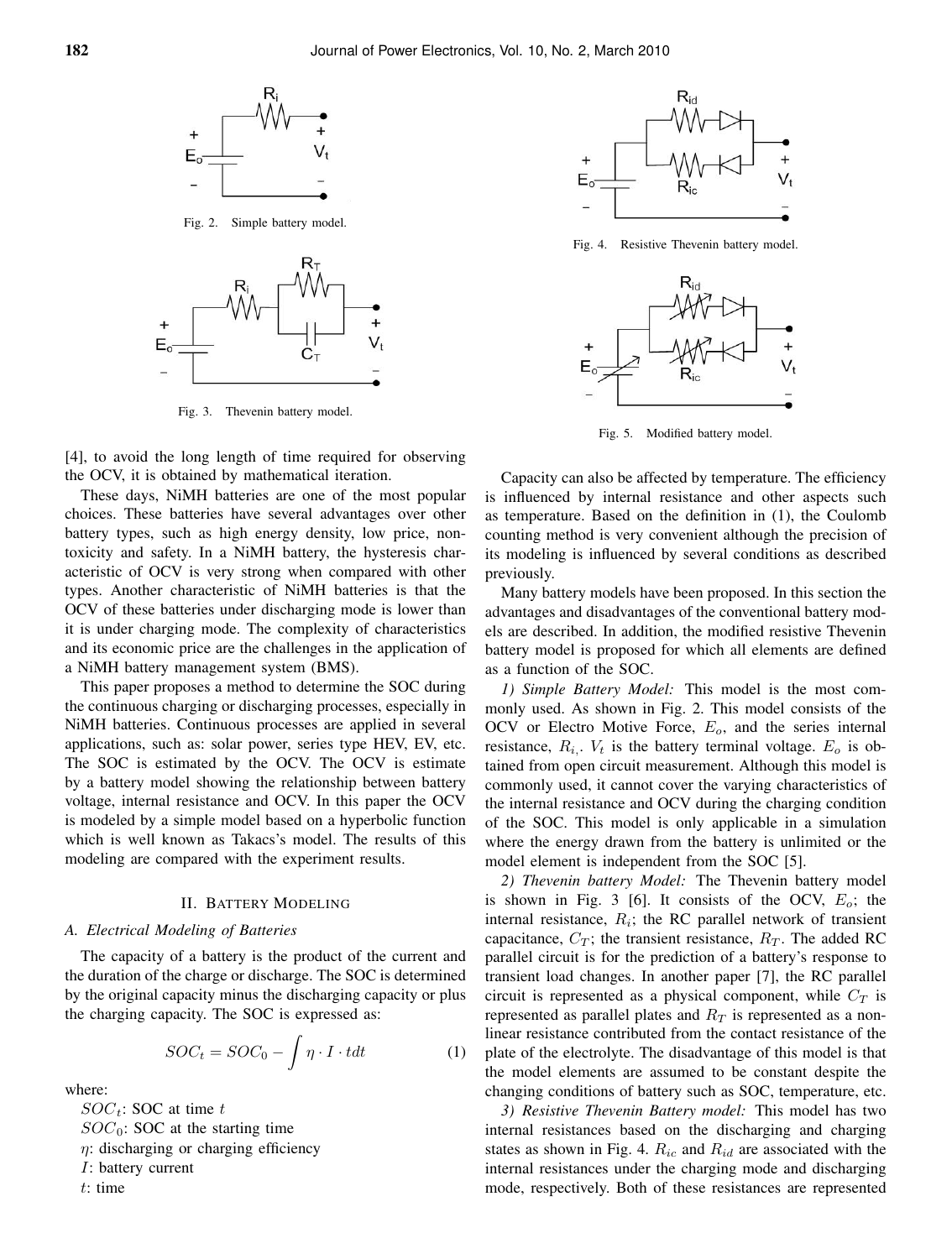Fig. 2. Simple battery model.

Fig. 3. Thevenin battery model.

[4], to avoid the long length of time required for observing the OCV, it is obtained by mathematical iteration.

These days, NiMH batteries are one of the most popular choices. These batteries have several advantages over other battery types, such as high energy density, low price, non-toxicity and safety. In a NiMH battery, the hysteresis characteristic of OCV is very strong when compared with other types. Another characteristic of NiMH batteries is that the OCV of these batteries under discharging mode is lower than it is under charging mode. The complexity of characteristics and its economic price are the challenges in the application of a NiMH battery management system (BMS).

This paper proposes a method to determine the SOC during the continuous charging or discharging processes, especially in NiMH batteries. Continuous processes are applied in several applications, such as: solar power, series type HEV, EV, etc. The SOC is estimated by the OCV. The OCV is estimate by a battery model showing the relationship between battery voltage, internal resistance and OCV. In this paper the OCV is modeled by a simple model based on a hyperbolic function which is well known as Takacs's model. The results of this modeling are compared with the experiment results.

## II. Battery Modeling

### A. Electrical Modeling of Batteries

The capacity of a battery is the product of the current and the duration of the charge or discharge. The SOC is determined by the original capacity minus the discharging capacity or plus the charging capacity. The SOC is expressed as:

$$SOC_t = SOC_0 - \int \eta \cdot I \cdot tdt \tag{1}$$

where:

$SOC_t$: SOC at time $t$

$SOC_0$: SOC at the starting time

$\eta$: discharging or charging efficiency

$I$: battery current

$t$: time

Fig. 4. Resistive Thevenin battery model.

Fig. 5. Modified battery model.

Capacity can also be affected by temperature. The efficiency is influenced by internal resistance and other aspects such as temperature. Based on the definition in (1), the Coulomb counting method is very convenient although the precision of its modeling is influenced by several conditions as described previously.

Many battery models have been proposed. In this section the advantages and disadvantages of the conventional battery models are described. In addition, the modified resistive Thevenin battery model is proposed for which all elements are defined as a function of the SOC.

*1) Simple Battery Model:* This model is the most commonly used. As shown in Fig. 2. This model consists of the OCV or Electro Motive Force, $E_o$, and the series internal resistance, $R_{i,}$. $V_t$ is the battery terminal voltage. $E_o$ is obtained from open circuit measurement. Although this model is commonly used, it cannot cover the varying characteristics of the internal resistance and OCV during the charging condition of the SOC. This model is only applicable in a simulation where the energy drawn from the battery is unlimited or the model element is independent from the SOC [5].

*2) Thevenin battery Model:* The Thevenin battery model is shown in Fig. 3 [6]. It consists of the OCV, $E_o$; the internal resistance, $R_i$; the RC parallel network of transient capacitance, $C_T$; the transient resistance, $R_T$. The added RC parallel circuit is for the prediction of a battery's response to transient load changes. In another paper [7], the RC parallel circuit is represented as a physical component, while $C_T$ is represented as parallel plates and $R_T$ is represented as a non-linear resistance contributed from the contact resistance of the plate of the electrolyte. The disadvantage of this model is that the model elements are assumed to be constant despite the changing conditions of battery such as SOC, temperature, etc.

*3) Resistive Thevenin Battery model:* This model has two internal resistances based on the discharging and charging states as shown in Fig. 4. $R_{ic}$ and $R_{id}$ are associated with the internal resistances under the charging mode and discharging mode, respectively. Both of these resistances are represented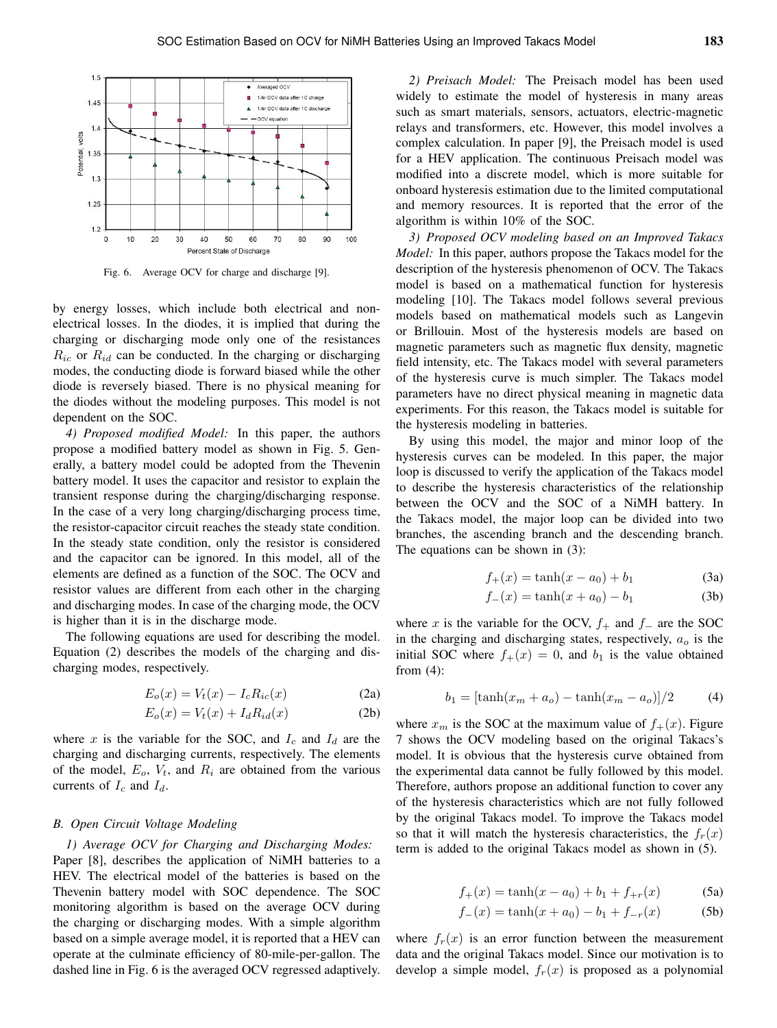Fig. 6. Average OCV for charge and discharge [9].

by energy losses, which include both electrical and non-electrical losses. In the diodes, it is implied that during the charging or discharging mode only one of the resistances $R_{ic}$ or $R_{id}$ can be conducted. In the charging or discharging modes, the conducting diode is forward biased while the other diode is reversely biased. There is no physical meaning for the diodes without the modeling purposes. This model is not dependent on the SOC.

*4) Proposed modified Model:* In this paper, the authors propose a modified battery model as shown in Fig. 5. Generally, a battery model could be adopted from the Thevenin battery model. It uses the capacitor and resistor to explain the transient response during the charging/discharging response. In the case of a very long charging/discharging process time, the resistor-capacitor circuit reaches the steady state condition. In the steady state condition, only the resistor is considered and the capacitor can be ignored. In this model, all of the elements are defined as a function of the SOC. The OCV and resistor values are different from each other in the charging and discharging modes. In case of the charging mode, the OCV is higher than it is in the discharge mode.

The following equations are used for describing the model. Equation (2) describes the models of the charging and discharging modes, respectively.

$$E_o(x) = V_t(x) - I_c R_{ic}(x) \tag{2a}$$

$$E_o(x) = V_t(x) + I_d R_{id}(x) \tag{2b}$$

where $x$ is the variable for the SOC, and $I_c$ and $I_d$ are the charging and discharging currents, respectively. The elements of the model, $E_o$, $V_t$, and $R_i$ are obtained from the various currents of $I_c$ and $I_d$.

### B. Open Circuit Voltage Modeling

*1) Average OCV for Charging and Discharging Modes:* Paper [8], describes the application of NiMH batteries to a HEV. The electrical model of the batteries is based on the Thevenin battery model with SOC dependence. The SOC monitoring algorithm is based on the average OCV during the charging or discharging modes. With a simple algorithm based on a simple average model, it is reported that a HEV can operate at the culminate efficiency of 80-mile-per-gallon. The dashed line in Fig. 6 is the averaged OCV regressed adaptively.

*2) Preisach Model:* The Preisach model has been used widely to estimate the model of hysteresis in many areas such as smart materials, sensors, actuators, electric-magnetic relays and transformers, etc. However, this model involves a complex calculation. In paper [9], the Preisach model is used for a HEV application. The continuous Preisach model was modified into a discrete model, which is more suitable for onboard hysteresis estimation due to the limited computational and memory resources. It is reported that the error of the algorithm is within 10% of the SOC.

*3) Proposed OCV modeling based on an Improved Takacs Model:* In this paper, authors propose the Takacs model for the description of the hysteresis phenomenon of OCV. The Takacs model is based on a mathematical function for hysteresis modeling [10]. The Takacs model follows several previous models based on mathematical models such as Langevin or Brillouin. Most of the hysteresis models are based on magnetic parameters such as magnetic flux density, magnetic field intensity, etc. The Takacs model with several parameters of the hysteresis curve is much simpler. The Takacs model parameters have no direct physical meaning in magnetic data experiments. For this reason, the Takacs model is suitable for the hysteresis modeling in batteries.

By using this model, the major and minor loop of the hysteresis curves can be modeled. In this paper, the major loop is discussed to verify the application of the Takacs model to describe the hysteresis characteristics of the relationship between the OCV and the SOC of a NiMH battery. In the Takacs model, the major loop can be divided into two branches, the ascending branch and the descending branch. The equations can be shown in (3):

$$f_+(x) = \tanh(x - a_0) + b_1 \tag{3a}$$

$$f_-(x) = \tanh(x + a_0) - b_1 \tag{3b}$$

where $x$ is the variable for the OCV, $f_+$ and $f_-$ are the SOC in the charging and discharging states, respectively, $a_o$ is the initial SOC where $f_+(x) = 0$, and $b_1$ is the value obtained from (4):

$$b_1 = [\tanh(x_m + a_o) - \tanh(x_m - a_o)]/2 \tag{4}$$

where $x_m$ is the SOC at the maximum value of $f_+(x)$. Figure 7 shows the OCV modeling based on the original Takacs's model. It is obvious that the hysteresis curve obtained from the experimental data cannot be fully followed by this model. Therefore, authors propose an additional function to cover any of the hysteresis characteristics which are not fully followed by the original Takacs model. To improve the Takacs model so that it will match the hysteresis characteristics, the $f_r(x)$ term is added to the original Takacs model as shown in (5).

$$f_+(x) = \tanh(x - a_0) + b_1 + f_{+r}(x) \tag{5a}$$

$$f_-(x) = \tanh(x + a_0) - b_1 + f_{-r}(x) \tag{5b}$$

where $f_r(x)$ is an error function between the measurement data and the original Takacs model. Since our motivation is to develop a simple model, $f_r(x)$ is proposed as a polynomial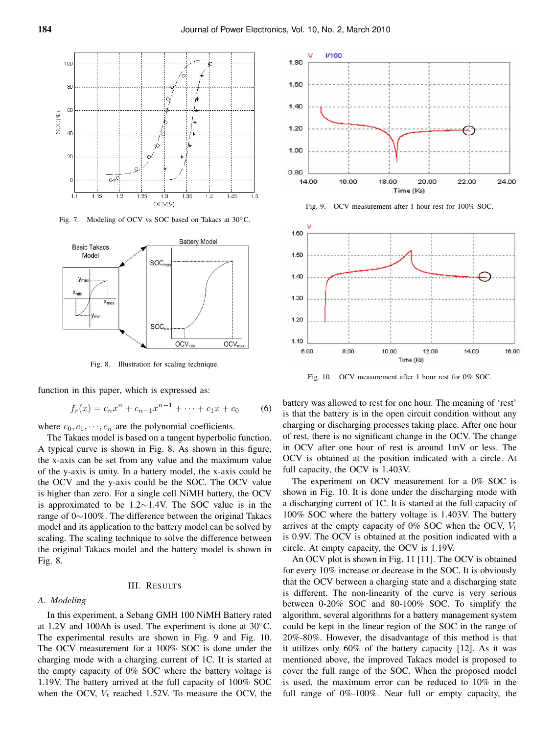Fig. 7. Modeling of OCV vs SOC based on Takacs at 30°C.

Fig. 8. Illustration for scaling technique.

function in this paper, which is expressed as:

$$f_r(x) = c_n x^n + c_{n-1} x^{n-1} + \cdots + c_1 x + c_0 \tag{6}$$

where $c_0, c_1, \cdots, c_n$ are the polynomial coefficients.

The Takacs model is based on a tangent hyperbolic function. A typical curve is shown in Fig. 8. As shown in this figure, the x-axis can be set from any value and the maximum value of the y-axis is unity. In a battery model, the x-axis could be the OCV and the y-axis could be the SOC. The OCV value is higher than zero. For a single cell NiMH battery, the OCV is approximated to be 1.2∼1.4V. The SOC value is in the range of 0∼100%. The difference between the original Takacs model and its application to the battery model can be solved by scaling. The scaling technique to solve the difference between the original Takacs model and the battery model is shown in Fig. 8.

## III. Results

### A. Modeling

In this experiment, a Sebang GMH 100 NiMH Battery rated at 1.2V and 100Ah is used. The experiment is done at 30°C. The experimental results are shown in Fig. 9 and Fig. 10. The OCV measurement for a 100% SOC is done under the charging mode with a charging current of 1C. It is started at the empty capacity of 0% SOC where the battery voltage is 1.19V. The battery arrived at the full capacity of 100% SOC when the OCV, $V_t$ reached 1.52V. To measure the OCV, the battery was allowed to rest for one hour. The meaning of 'rest' is that the battery is in the open circuit condition without any charging or discharging processes taking place. After one hour of rest, there is no significant change in the OCV. The change in OCV after one hour of rest is around 1mV or less. The OCV is obtained at the position indicated with a circle. At full capacity, the OCV is 1.403V.

Fig. 9. OCV measurement after 1 hour rest for 100% SOC.

Fig. 10. OCV measurement after 1 hour rest for 0% SOC.

The experiment on OCV measurement for a 0% SOC is shown in Fig. 10. It is done under the discharging mode with a discharging current of 1C. It is started at the full capacity of 100% SOC where the battery voltage is 1.403V. The battery arrives at the empty capacity of 0% SOC when the OCV, $V_t$ is 0.9V. The OCV is obtained at the position indicated with a circle. At empty capacity, the OCV is 1.19V.

An OCV plot is shown in Fig. 11 [11]. The OCV is obtained for every 10% increase or decrease in the SOC. It is obviously that the OCV between a charging state and a discharging state is different. The non-linearity of the curve is very serious between 0-20% SOC and 80-100% SOC. To simplify the algorithm, several algorithms for a battery management system could be kept in the linear region of the SOC in the range of 20%-80%. However, the disadvantage of this method is that it utilizes only 60% of the battery capacity [12]. As it was mentioned above, the improved Takacs model is proposed to cover the full range of the SOC. When the proposed model is used, the maximum error can be reduced to 10% in the full range of 0%-100%. Near full or empty capacity, the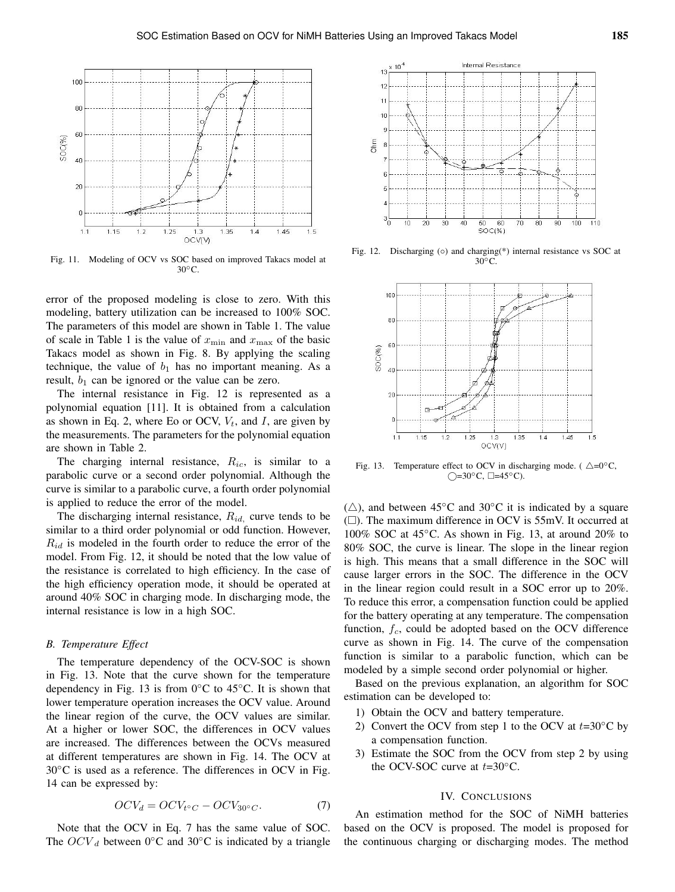Fig. 11. Modeling of OCV vs SOC based on improved Takacs model at 30°C.

error of the proposed modeling is close to zero. With this modeling, battery utilization can be increased to 100% SOC. The parameters of this model are shown in Table 1. The value of scale in Table 1 is the value of $x_{\min}$ and $x_{\max}$ of the basic Takacs model as shown in Fig. 8. By applying the scaling technique, the value of $b_1$ has no important meaning. As a result, $b_1$ can be ignored or the value can be zero.

The internal resistance in Fig. 12 is represented as a polynomial equation [11]. It is obtained from a calculation as shown in Eq. 2, where Eo or OCV, $V_t$, and $I$, are given by the measurements. The parameters for the polynomial equation are shown in Table 2.

The charging internal resistance, $R_{ic}$, is similar to a parabolic curve or a second order polynomial. Although the curve is similar to a parabolic curve, a fourth order polynomial is applied to reduce the error of the model.

The discharging internal resistance, $R_{id,}$ curve tends to be similar to a third order polynomial or odd function. However, $R_{id}$ is modeled in the fourth order to reduce the error of the model. From Fig. 12, it should be noted that the low value of the resistance is correlated to high efficiency. In the case of the high efficiency operation mode, it should be operated at around 40% SOC in charging mode. In discharging mode, the internal resistance is low in a high SOC.

### *B. Temperature Effect*

The temperature dependency of the OCV-SOC is shown in Fig. 13. Note that the curve shown for the temperature dependency in Fig. 13 is from 0°C to 45°C. It is shown that lower temperature operation increases the OCV value. Around the linear region of the curve, the OCV values are similar. At a higher or lower SOC, the differences in OCV values are increased. The differences between the OCVs measured at different temperatures are shown in Fig. 14. The OCV at 30°C is used as a reference. The differences in OCV in Fig. 14 can be expressed by:

$$OCV_d = OCV_{t^\circ C} - OCV_{30^\circ C}. \tag{7}$$

Note that the OCV in Eq. 7 has the same value of SOC. The $OCV_d$ between 0°C and 30°C is indicated by a triangle

Fig. 12. Discharging (○) and charging(*) internal resistance vs SOC at 30°C.

Fig. 13. Temperature effect to OCV in discharging mode. ( △=0°C, ◯=30°C, □=45°C).

(△), and between 45°C and 30°C it is indicated by a square (□). The maximum difference in OCV is 55mV. It occurred at 100% SOC at 45°C. As shown in Fig. 13, at around 20% to 80% SOC, the curve is linear. The slope in the linear region is high. This means that a small difference in the SOC will cause larger errors in the SOC. The difference in the OCV in the linear region could result in a SOC error up to 20%. To reduce this error, a compensation function could be applied for the battery operating at any temperature. The compensation function, $f_c$, could be adopted based on the OCV difference curve as shown in Fig. 14. The curve of the compensation function is similar to a parabolic function, which can be modeled by a simple second order polynomial or higher.

Based on the previous explanation, an algorithm for SOC estimation can be developed to:

1) Obtain the OCV and battery temperature.
2) Convert the OCV from step 1 to the OCV at $t$=30°C by a compensation function.
3) Estimate the SOC from the OCV from step 2 by using the OCV-SOC curve at $t$=30°C.

## IV. Conclusions

An estimation method for the SOC of NiMH batteries based on the OCV is proposed. The model is proposed for the continuous charging or discharging modes. The method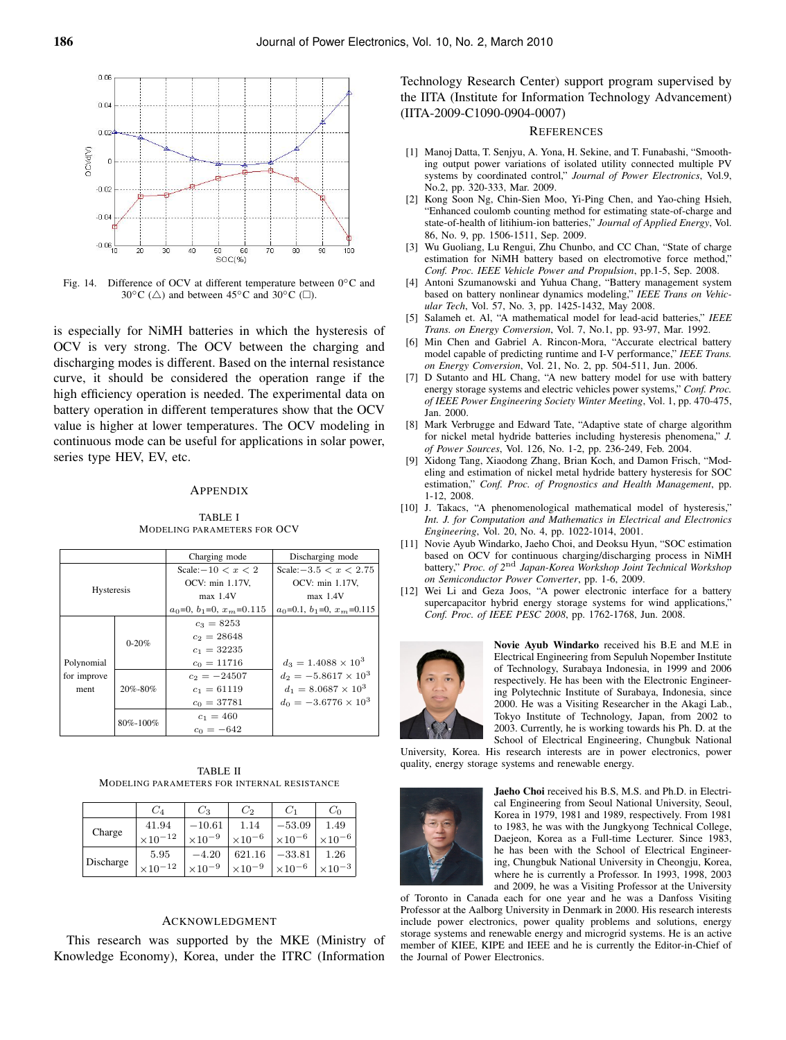0.06
0.04
0.02
0
-0.02
-0.04
-0.06
OCV(V)
10 20 30 40 50 60 70 80 90 100
SOC(%)

Fig. 14. Difference of OCV at different temperature between 0°C and 30°C (△) and between 45°C and 30°C (□).

is especially for NiMH batteries in which the hysteresis of OCV is very strong. The OCV between the charging and discharging modes is different. Based on the internal resistance curve, it should be considered the operation range if the high efficiency operation is needed. The experimental data on battery operation in different temperatures show that the OCV value is higher at lower temperatures. The OCV modeling in continuous mode can be useful for applications in solar power, series type HEV, EV, etc.

## APPENDIX

TABLE I
MODELING PARAMETERS FOR OCV

| | | Charging mode | Discharging mode |
|---|---|---|---|
| Hysteresis | | Scale: $-10 < x < 2$<br>OCV: min 1.17V, max 1.4V<br>$a_0$=0, $b_1$=0, $x_m$=0.115 | Scale: $-3.5 < x < 2.75$<br>OCV: min 1.17V, max 1.4V<br>$a_0$=0.1, $b_1$=0, $x_m$=0.115 |
| Polynomial for improvement | 0-20% | $c_3 = 8253$<br>$c_2 = 28648$<br>$c_1 = 32235$<br>$c_0 = 11716$ | $d_3 = 1.4088 \times 10^3$<br>$d_2 = -5.8617 \times 10^3$<br>$d_1 = 8.0687 \times 10^3$<br>$d_0 = -3.6776 \times 10^3$ |
| | 20%-80% | $c_2 = -24507$<br>$c_1 = 61119$<br>$c_0 = 37781$ | |
| | 80%-100% | $c_1 = 460$<br>$c_0 = -642$ | |

TABLE II
MODELING PARAMETERS FOR INTERNAL RESISTANCE

| | $C_4$ | $C_3$ | $C_2$ | $C_1$ | $C_0$ |
|---|---|---|---|---|---|
| Charge | $41.94 \times 10^{-12}$ | $-10.61 \times 10^{-9}$ | $1.14 \times 10^{-6}$ | $-53.09 \times 10^{-6}$ | $1.49 \times 10^{-6}$ |
| Discharge | $5.95 \times 10^{-12}$ | $-4.20 \times 10^{-9}$ | $621.16 \times 10^{-9}$ | $-33.81 \times 10^{-6}$ | $1.26 \times 10^{-3}$ |

## ACKNOWLEDGMENT

This research was supported by the MKE (Ministry of Knowledge Economy), Korea, under the ITRC (Information Technology Research Center) support program supervised by the IITA (Institute for Information Technology Advancement) (IITA-2009-C1090-0904-0007)

## REFERENCES

[1] Manoj Datta, T. Senjyu, A. Yona, H. Sekine, and T. Funabashi, "Smoothing output power variations of isolated utility connected multiple PV systems by coordinated control," *Journal of Power Electronics*, Vol.9, No.2, pp. 320-333, Mar. 2009.

[2] Kong Soon Ng, Chin-Sien Moo, Yi-Ping Chen, and Yao-ching Hsieh, "Enhanced coulomb counting method for estimating state-of-charge and state-of-health of litihium-ion batteries," *Journal of Applied Energy*, Vol. 86, No. 9, pp. 1506-1511, Sep. 2009.

[3] Wu Guoliang, Lu Rengui, Zhu Chunbo, and CC Chan, "State of charge estimation for NiMH battery based on electromotive force method," *Conf. Proc. IEEE Vehicle Power and Propulsion*, pp.1-5, Sep. 2008.

[4] Antoni Szumanowski and Yuhua Chang, "Battery management system based on battery nonlinear dynamics modeling," *IEEE Trans on Vehicular Tech*, Vol. 57, No. 3, pp. 1425-1432, May 2008.

[5] Salameh et. Al, "A mathematical model for lead-acid batteries," *IEEE Trans. on Energy Conversion*, Vol. 7, No.1, pp. 93-97, Mar. 1992.

[6] Min Chen and Gabriel A. Rincon-Mora, "Accurate electrical battery model capable of predicting runtime and I-V performance," *IEEE Trans. on Energy Conversion*, Vol. 21, No. 2, pp. 504-511, Jun. 2006.

[7] D Sutanto and HL Chang, "A new battery model for use with battery energy storage systems and electric vehicles power systems," *Conf. Proc. of IEEE Power Engineering Society Winter Meeting*, Vol. 1, pp. 470-475, Jan. 2000.

[8] Mark Verbrugge and Edward Tate, "Adaptive state of charge algorithm for nickel metal hydride batteries including hysteresis phenomena," *J. of Power Sources*, Vol. 126, No. 1-2, pp. 236-249, Feb. 2004.

[9] Xidong Tang, Xiaodong Zhang, Brian Koch, and Damon Frisch, "Modeling and estimation of nickel metal hydride battery hysteresis for SOC estimation," *Conf. Proc. of Prognostics and Health Management*, pp. 1-12, 2008.

[10] J. Takacs, "A phenomenological mathematical model of hysteresis," *Int. J. for Computation and Mathematics in Electrical and Electronics Engineering*, Vol. 20, No. 4, pp. 1022-1014, 2001.

[11] Novie Ayub Windarko, Jaeho Choi, and Deoksu Hyun, "SOC estimation based on OCV for continuous charging/discharging process in NiMH battery," *Proc. of 2nd Japan-Korea Workshop Joint Technical Workshop on Semiconductor Power Converter*, pp. 1-6, 2009.

[12] Wei Li and Geza Joos, "A power electronic interface for a battery supercapacitor hybrid energy storage systems for wind applications," *Conf. Proc. of IEEE PESC 2008*, pp. 1762-1768, Jun. 2008.

**Novie Ayub Windarko** received his B.E and M.E in Electrical Engineering from Sepuluh Nopember Institute of Technology, Surabaya Indonesia, in 1999 and 2006 respectively. He has been with the Electronic Engineering Polytechnic Institute of Surabaya, Indonesia, since 2000. He was a Visiting Researcher in the Akagi Lab., Tokyo Institute of Technology, Japan, from 2002 to 2003. Currently, he is working towards his Ph. D. at the School of Electrical Engineering, Chungbuk National University, Korea. His research interests are in power electronics, power quality, energy storage systems and renewable energy.

**Jaeho Choi** received his B.S, M.S. and Ph.D. in Electrical Engineering from Seoul National University, Seoul, Korea in 1979, 1981 and 1989, respectively. From 1981 to 1983, he was with the Jungkyong Technical College, Daejeon, Korea as a Full-time Lecturer. Since 1983, he has been with the School of Electrical Engineering, Chungbuk National University in Cheongju, Korea, where he is currently a Professor. In 1993, 1998, 2003 and 2009, he was a Visiting Professor at the University of Toronto in Canada each for one year and he was a Danfoss Visiting Professor at the Aalborg University in Denmark in 2000. His research interests include power electronics, power quality problems and solutions, energy storage systems and renewable energy and microgrid systems. He is an active member of KIEE, KIPE and IEEE and he is currently the Editor-in-Chief of the Journal of Power Electronics.